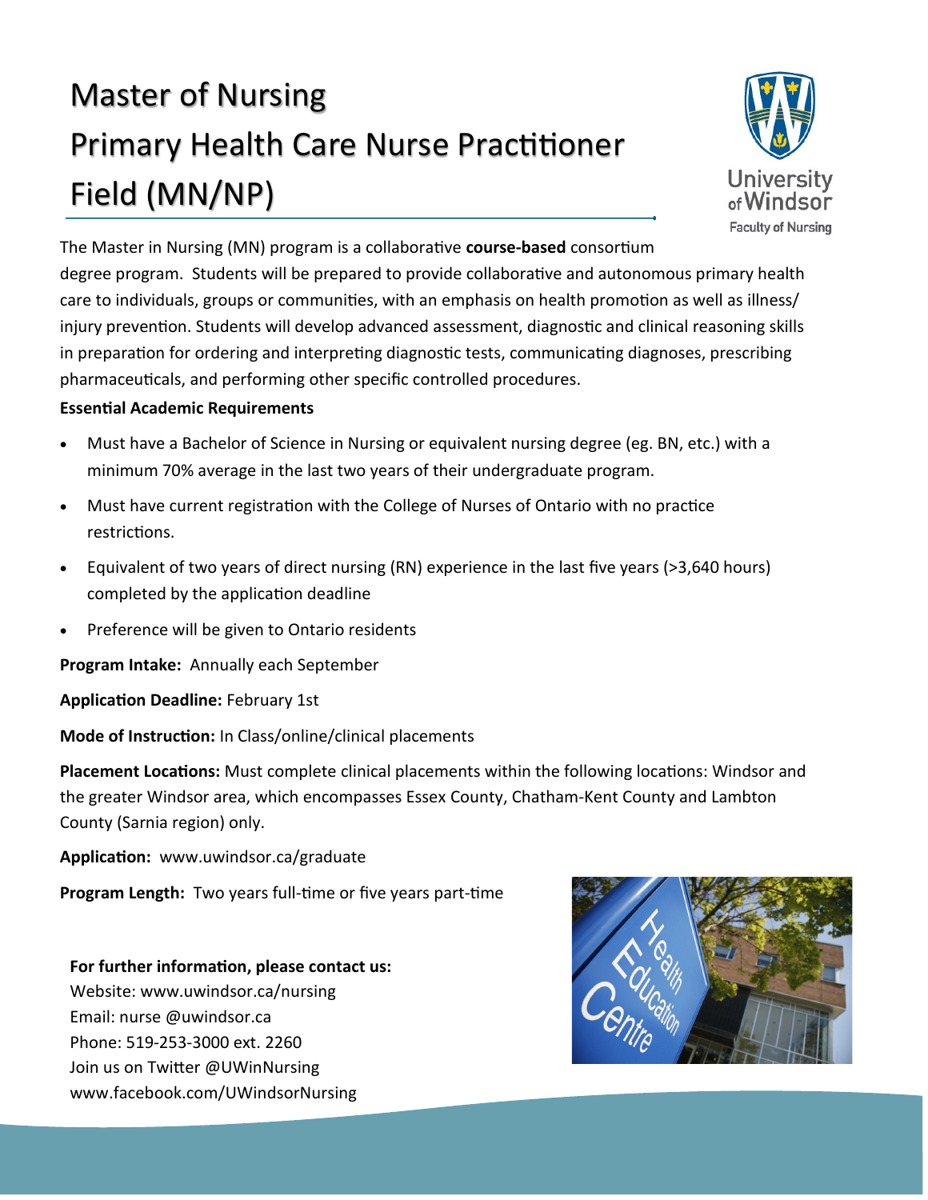# Master of Nursing Primary Health Care Nurse Practitioner Field (MN/NP)

University of Windsor
Faculty of Nursing

The Master in Nursing (MN) program is a collaborative **course-based** consortium degree program. Students will be prepared to provide collaborative and autonomous primary health care to individuals, groups or communities, with an emphasis on health promotion as well as illness/injury prevention. Students will develop advanced assessment, diagnostic and clinical reasoning skills in preparation for ordering and interpreting diagnostic tests, communicating diagnoses, prescribing pharmaceuticals, and performing other specific controlled procedures.

**Essential Academic Requirements**

- Must have a Bachelor of Science in Nursing or equivalent nursing degree (eg. BN, etc.) with a minimum 70% average in the last two years of their undergraduate program.
- Must have current registration with the College of Nurses of Ontario with no practice restrictions.
- Equivalent of two years of direct nursing (RN) experience in the last five years (>3,640 hours) completed by the application deadline
- Preference will be given to Ontario residents

**Program Intake:** Annually each September

**Application Deadline:** February 1st

**Mode of Instruction:** In Class/online/clinical placements

**Placement Locations:** Must complete clinical placements within the following locations: Windsor and the greater Windsor area, which encompasses Essex County, Chatham-Kent County and Lambton County (Sarnia region) only.

**Application:** www.uwindsor.ca/graduate

**Program Length:** Two years full-time or five years part-time

**For further information, please contact us:**
Website: www.uwindsor.ca/nursing
Email: nurse @uwindsor.ca
Phone: 519-253-3000 ext. 2260
Join us on Twitter @UWinNursing
www.facebook.com/UWindsorNursing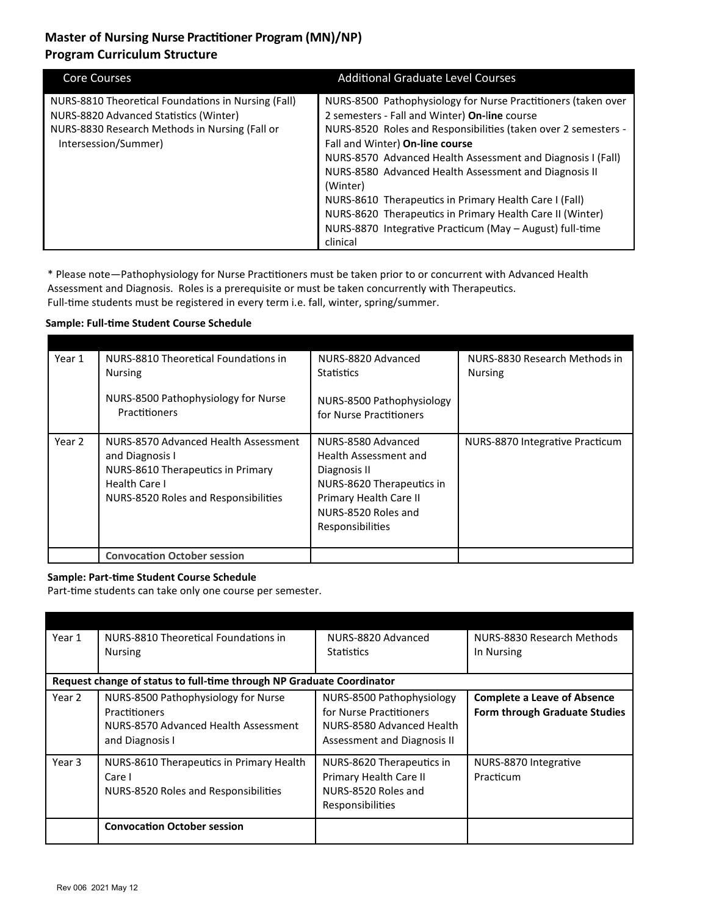**Master of Nursing Nurse Practitioner Program (MN)/NP**
**Program Curriculum Structure**

| Core Courses | Additional Graduate Level Courses |
|---|---|
| NURS-8810 Theoretical Foundations in Nursing (Fall)<br>NURS-8820 Advanced Statistics (Winter)<br>NURS-8830 Research Methods in Nursing (Fall or Intersession/Summer) | NURS-8500 Pathophysiology for Nurse Practitioners (taken over 2 semesters - Fall and Winter) **On-line** course<br>NURS-8520 Roles and Responsibilities (taken over 2 semesters - Fall and Winter) **On-line course**<br>NURS-8570 Advanced Health Assessment and Diagnosis I (Fall)<br>NURS-8580 Advanced Health Assessment and Diagnosis II (Winter)<br>NURS-8610 Therapeutics in Primary Health Care I (Fall)<br>NURS-8620 Therapeutics in Primary Health Care II (Winter)<br>NURS-8870 Integrative Practicum (May – August) full-time clinical |

* Please note—Pathophysiology for Nurse Practitioners must be taken prior to or concurrent with Advanced Health Assessment and Diagnosis. Roles is a prerequisite or must be taken concurrently with Therapeutics.
Full-time students must be registered in every term i.e. fall, winter, spring/summer.

**Sample: Full-time Student Course Schedule**

| | | | |
|---|---|---|---|
| Year 1 | NURS-8810 Theoretical Foundations in Nursing<br><br>NURS-8500 Pathophysiology for Nurse Practitioners | NURS-8820 Advanced Statistics<br><br>NURS-8500 Pathophysiology for Nurse Practitioners | NURS-8830 Research Methods in Nursing |
| Year 2 | NURS-8570 Advanced Health Assessment and Diagnosis I<br>NURS-8610 Therapeutics in Primary Health Care I<br>NURS-8520 Roles and Responsibilities | NURS-8580 Advanced Health Assessment and Diagnosis II<br>NURS-8620 Therapeutics in Primary Health Care II<br>NURS-8520 Roles and Responsibilities | NURS-8870 Integrative Practicum |
| | **Convocation October session** | | |

**Sample: Part-time Student Course Schedule**
Part-time students can take only one course per semester.

| | | | |
|---|---|---|---|
| Year 1 | NURS-8810 Theoretical Foundations in Nursing | NURS-8820 Advanced Statistics | NURS-8830 Research Methods In Nursing |
| **Request change of status to full-time through NP Graduate Coordinator** | | | |
| Year 2 | NURS-8500 Pathophysiology for Nurse Practitioners<br>NURS-8570 Advanced Health Assessment and Diagnosis I | NURS-8500 Pathophysiology for Nurse Practitioners<br>NURS-8580 Advanced Health Assessment and Diagnosis II | **Complete a Leave of Absence Form through Graduate Studies** |
| Year 3 | NURS-8610 Therapeutics in Primary Health Care I<br>NURS-8520 Roles and Responsibilities | NURS-8620 Therapeutics in Primary Health Care II<br>NURS-8520 Roles and Responsibilities | NURS-8870 Integrative Practicum |
| | **Convocation October session** | | |

Rev 006 2021 May 12